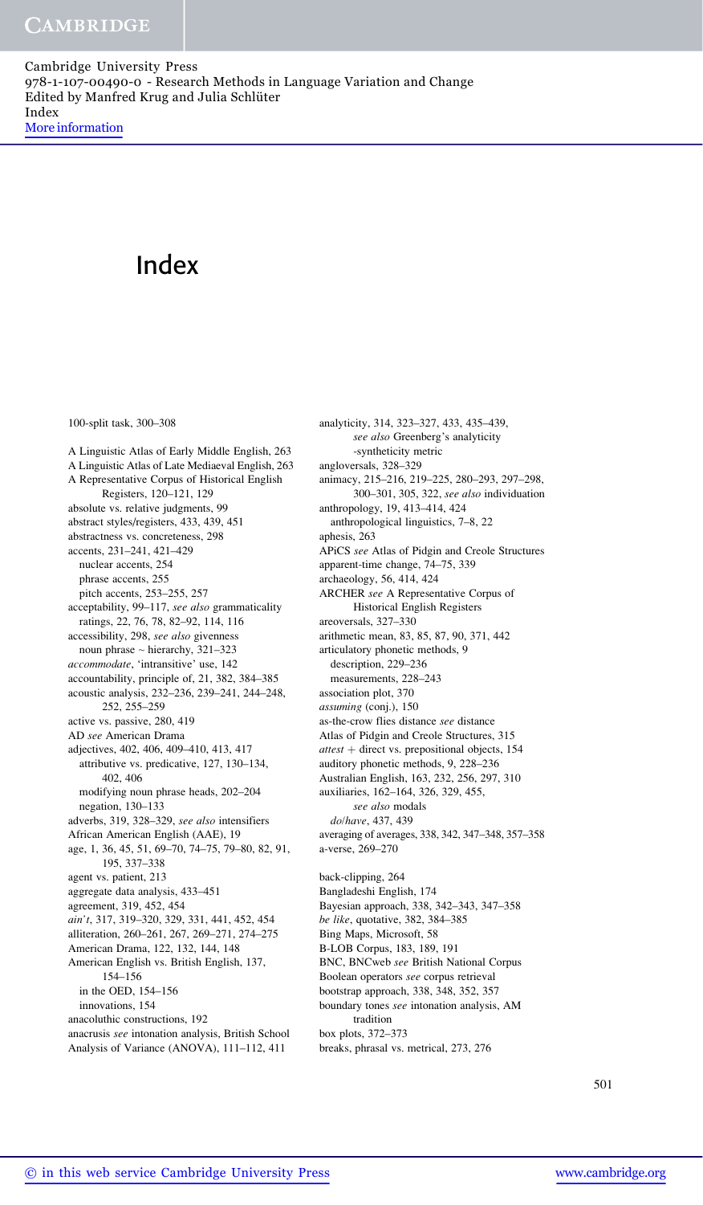# Index

100-split task, 300–308

A Linguistic Atlas of Early Middle English, 263
A Linguistic Atlas of Late Mediaeval English, 263
A Representative Corpus of Historical English Registers, 120–121, 129
absolute vs. relative judgments, 99
abstract styles/registers, 433, 439, 451
abstractness vs. concreteness, 298
accents, 231–241, 421–429
  nuclear accents, 254
  phrase accents, 255
  pitch accents, 253–255, 257
acceptability, 99–117, *see also* grammaticality ratings, 22, 76, 78, 82–92, 114, 116
accessibility, 298, *see also* givenness
  noun phrase ~ hierarchy, 321–323
*accommodate*, 'intransitive' use, 142
accountability, principle of, 21, 382, 384–385
acoustic analysis, 232–236, 239–241, 244–248, 252, 255–259
active vs. passive, 280, 419
AD *see* American Drama
adjectives, 402, 406, 409–410, 413, 417
  attributive vs. predicative, 127, 130–134, 402, 406
  modifying noun phrase heads, 202–204
  negation, 130–133
adverbs, 319, 328–329, *see also* intensifiers
African American English (AAE), 19
age, 1, 36, 45, 51, 69–70, 74–75, 79–80, 82, 91, 195, 337–338
agent vs. patient, 213
aggregate data analysis, 433–451
agreement, 319, 452, 454
*ain't*, 317, 319–320, 329, 331, 441, 452, 454
alliteration, 260–261, 267, 269–271, 274–275
American Drama, 122, 132, 144, 148
American English vs. British English, 137, 154–156
  in the OED, 154–156
  innovations, 154
anacoluthic constructions, 192
anacrusis *see* intonation analysis, British School
Analysis of Variance (ANOVA), 111–112, 411
analyticity, 314, 323–327, 433, 435–439, *see also* Greenberg's analyticity -synthenticity metric
angloversals, 328–329
animacy, 215–216, 219–225, 280–293, 297–298, 300–301, 305, 322, *see also* individuation
anthropology, 19, 413–414, 424
  anthropological linguistics, 7–8, 22
aphesis, 263
APiCS *see* Atlas of Pidgin and Creole Structures
apparent-time change, 74–75, 339
archaeology, 56, 414, 424
ARCHER *see* A Representative Corpus of Historical English Registers
areoversals, 327–330
arithmetic mean, 83, 85, 87, 90, 371, 442
articulatory phonetic methods, 9
  description, 229–236
  measurements, 228–243
as-the-crow flies distance *see* distance
Atlas of Pidgin and Creole Structures, 315
*attest* + direct vs. prepositional objects, 154
auditory phonetic methods, 9, 228–236
Australian English, 163, 232, 256, 297, 310
auxiliaries, 162–164, 326, 329, 455, *see also* modals
  *do*/*have*, 437, 439
averaging of averages, 338, 342, 347–348, 357–358
a-verse, 269–270

back-clipping, 264
Bangladeshi English, 174
Bayesian approach, 338, 342–343, 347–358
*be like*, quotative, 382, 384–385
Bing Maps, Microsoft, 58
B-LOB Corpus, 183, 189, 191
BNC, BNCweb *see* British National Corpus
Boolean operators *see* corpus retrieval
bootstrap approach, 338, 348, 352, 357
boundary tones *see* intonation analysis, AM tradition
box plots, 372–373
breaks, phrasal vs. metrical, 273, 276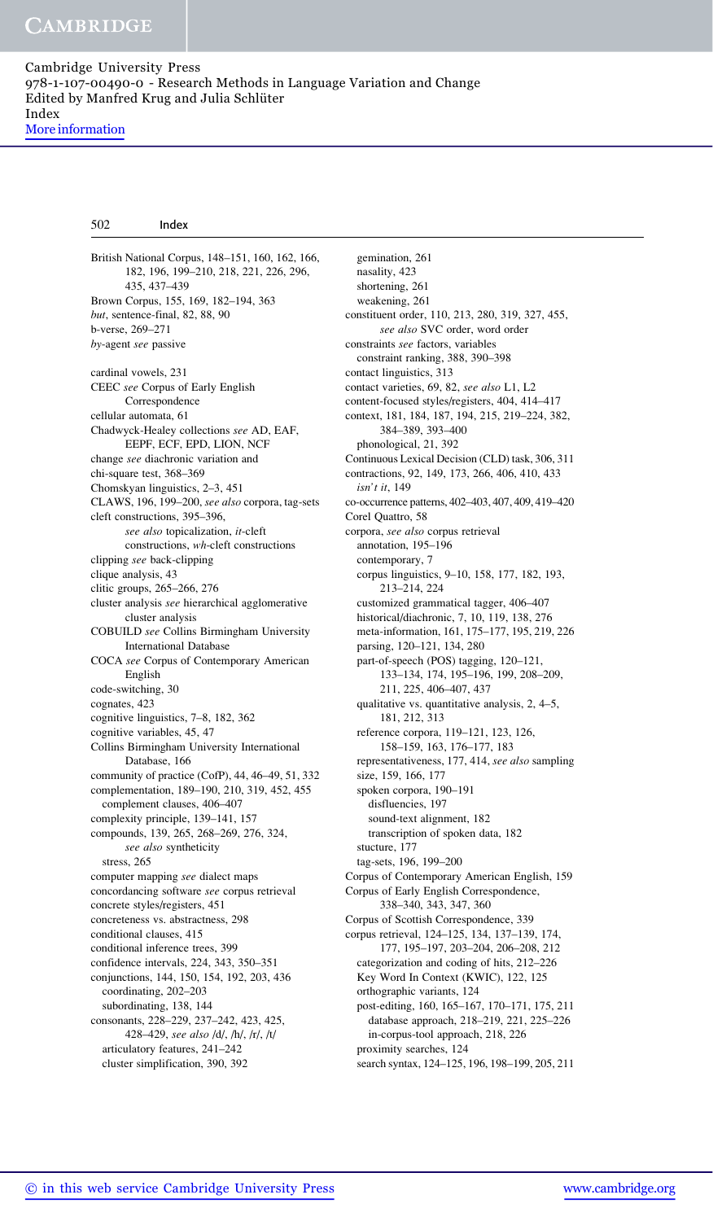British National Corpus, 148–151, 160, 162, 166, 182, 196, 199–210, 218, 221, 226, 296, 435, 437–439
Brown Corpus, 155, 169, 182–194, 363
*but*, sentence-final, 82, 88, 90
b-verse, 269–271
*by*-agent *see* passive

cardinal vowels, 231
CEEC *see* Corpus of Early English Correspondence
cellular automata, 61
Chadwyck-Healey collections *see* AD, EAF, EEPF, ECF, EPD, LION, NCF
change *see* diachronic variation and
chi-square test, 368–369
Chomskyan linguistics, 2–3, 451
CLAWS, 196, 199–200, *see also* corpora, tag-sets
cleft constructions, 395–396, *see also* topicalization, *it*-cleft constructions, *wh*-cleft constructions
clipping *see* back-clipping
clique analysis, 43
clitic groups, 265–266, 276
cluster analysis *see* hierarchical agglomerative cluster analysis
COBUILD *see* Collins Birmingham University International Database
COCA *see* Corpus of Contemporary American English
code-switching, 30
cognates, 423
cognitive linguistics, 7–8, 182, 362
cognitive variables, 45, 47
Collins Birmingham University International Database, 166
community of practice (CofP), 44, 46–49, 51, 332
complementation, 189–190, 210, 319, 452, 455
  complement clauses, 406–407
complexity principle, 139–141, 157
compounds, 139, 265, 268–269, 276, 324, *see also* syntheticity
  stress, 265
computer mapping *see* dialect maps
concordancing software *see* corpus retrieval
concrete styles/registers, 451
concreteness vs. abstractness, 298
conditional clauses, 415
conditional inference trees, 399
confidence intervals, 224, 343, 350–351
conjunctions, 144, 150, 154, 192, 203, 436
  coordinating, 202–203
  subordinating, 138, 144
consonants, 228–229, 237–242, 423, 425, 428–429, *see also* /d/, /h/, /r/, /t/
  articulatory features, 241–242
  cluster simplification, 390, 392
  gemination, 261
  nasality, 423
  shortening, 261
  weakening, 261
constituent order, 110, 213, 280, 319, 327, 455, *see also* SVC order, word order
constraints *see* factors, variables
  constraint ranking, 388, 390–398
contact linguistics, 313
contact varieties, 69, 82, *see also* L1, L2
content-focused styles/registers, 404, 414–417
context, 181, 184, 187, 194, 215, 219–224, 382, 384–389, 393–400
  phonological, 21, 392
Continuous Lexical Decision (CLD) task, 306, 311
contractions, 92, 149, 173, 266, 406, 410, 433
  *isn't it*, 149
co-occurrence patterns, 402–403, 407, 409, 419–420
Corel Quattro, 58
corpora, *see also* corpus retrieval
  annotation, 195–196
  contemporary, 7
  corpus linguistics, 9–10, 158, 177, 182, 193, 213–214, 224
  customized grammatical tagger, 406–407
  historical/diachronic, 7, 10, 119, 138, 276
  meta-information, 161, 175–177, 195, 219, 226
  parsing, 120–121, 134, 280
  part-of-speech (POS) tagging, 120–121, 133–134, 174, 195–196, 199, 208–209, 211, 225, 406–407, 437
  qualitative vs. quantitative analysis, 2, 4–5, 181, 212, 313
  reference corpora, 119–121, 123, 126, 158–159, 163, 176–177, 183
  representativeness, 177, 414, *see also* sampling
  size, 159, 166, 177
  spoken corpora, 190–191
    disfluencies, 197
    sound-text alignment, 182
    transcription of spoken data, 182
  stucture, 177
  tag-sets, 196, 199–200
Corpus of Contemporary American English, 159
Corpus of Early English Correspondence, 338–340, 343, 347, 360
Corpus of Scottish Correspondence, 339
corpus retrieval, 124–125, 134, 137–139, 174, 177, 195–197, 203–204, 206–208, 212
  categorization and coding of hits, 212–226
  Key Word In Context (KWIC), 122, 125
  orthographic variants, 124
  post-editing, 160, 165–167, 170–171, 175, 211
    database approach, 218–219, 221, 225–226
    in-corpus-tool approach, 218, 226
  proximity searches, 124
  search syntax, 124–125, 196, 198–199, 205, 211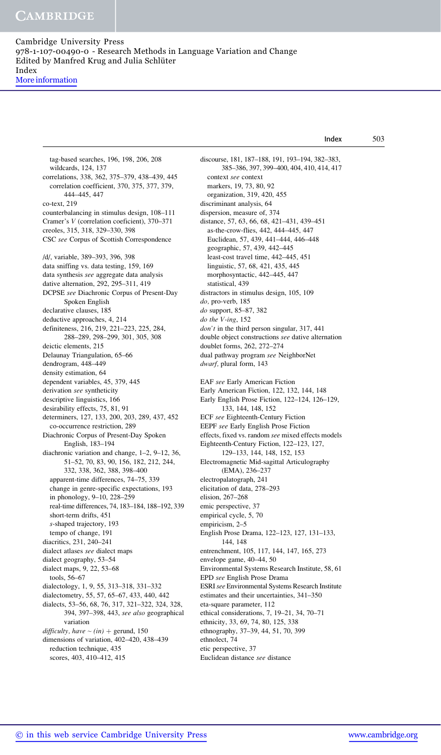tag-based searches, 196, 198, 206, 208
wildcards, 124, 137
correlations, 338, 362, 375–379, 438–439, 445
correlation coefficient, 370, 375, 377, 379, 444–445, 447
co-text, 219
counterbalancing in stimulus design, 108–111
Cramer's *V* (correlation coeficient), 370–371
creoles, 315, 318, 329–330, 398
CSC *see* Corpus of Scottish Correspondence

/d/, variable, 389–393, 396, 398
data sniffing vs. data testing, 159, 169
data synthesis *see* aggregate data analysis
dative alternation, 292, 295–311, 419
DCPSE *see* Diachronic Corpus of Present-Day Spoken English
declarative clauses, 185
deductive approaches, 4, 214
definiteness, 216, 219, 221–223, 225, 284, 288–289, 298–299, 301, 305, 308
deictic elements, 215
Delaunay Triangulation, 65–66
dendrogram, 448–449
density estimation, 64
dependent variables, 45, 379, 445
derivation *see* syntheticity
descriptive linguistics, 166
desirability effects, 75, 81, 91
determiners, 127, 133, 200, 203, 289, 437, 452
co-occurrence restriction, 289
Diachronic Corpus of Present-Day Spoken English, 183–194
diachronic variation and change, 1–2, 9–12, 36, 51–52, 70, 83, 90, 156, 182, 212, 244, 332, 338, 362, 388, 398–400
apparent-time differences, 74–75, 339
change in genre-specific expectations, 193
in phonology, 9–10, 228–259
real-time differences, 74, 183–184, 188–192, 339
short-term drifts, 451
*s*-shaped trajectory, 193
tempo of change, 191
diacritics, 231, 240–241
dialect atlases *see* dialect maps
dialect geography, 53–54
dialect maps, 9, 22, 53–68
tools, 56–67
dialectology, 1, 9, 55, 313–318, 331–332
dialectometry, 55, 57, 65–67, 433, 440, 442
dialects, 53–56, 68, 76, 317, 321–322, 324, 328, 394, 397–398, 443, *see also* geographical variation
*difficulty, have* ~ *(in)* + gerund, 150
dimensions of variation, 402–420, 438–439
reduction technique, 435
scores, 403, 410–412, 415

discourse, 181, 187–188, 191, 193–194, 382–383, 385–386, 397, 399–400, 404, 410, 414, 417
context *see* context
markers, 19, 73, 80, 92
organization, 319, 420, 455
discriminant analysis, 64
dispersion, measure of, 374
distance, 57, 63, 66, 68, 421–431, 439–451
as-the-crow-flies, 442, 444–445, 447
Euclidean, 57, 439, 441–444, 446–448
geographic, 57, 439, 442–445
least-cost travel time, 442–445, 451
linguistic, 57, 68, 421, 435, 445
morphosyntactic, 442–445, 447
statistical, 439
distractors in stimulus design, 105, 109
*do*, pro-verb, 185
*do* support, 85–87, 382
*do the V-ing*, 152
*don't* in the third person singular, 317, 441
double object constructions *see* dative alternation
doublet forms, 262, 272–274
dual pathway program *see* NeighborNet
*dwarf*, plural form, 143

EAF *see* Early American Fiction
Early American Fiction, 122, 132, 144, 148
Early English Prose Fiction, 122–124, 126–129, 133, 144, 148, 152
ECF *see* Eighteenth-Century Fiction
EEPF *see* Early English Prose Fiction
effects, fixed vs. random *see* mixed effects models
Eighteenth-Century Fiction, 122–123, 127, 129–133, 144, 148, 152, 153
Electromagnetic Mid-sagittal Articulography (EMA), 236–237
electropalatograph, 241
elicitation of data, 278–293
elision, 267–268
emic perspective, 37
empirical cycle, 5, 70
empiricism, 2–5
English Prose Drama, 122–123, 127, 131–133, 144, 148
entrenchment, 105, 117, 144, 147, 165, 273
envelope game, 40–44, 50
Environmental Systems Research Institute, 58, 61
EPD *see* English Prose Drama
ESRI *see* Environmental Systems Research Institute
estimates and their uncertainties, 341–350
eta-square parameter, 112
ethical considerations, 7, 19–21, 34, 70–71
ethnicity, 33, 69, 74, 80, 125, 338
ethnography, 37–39, 44, 51, 70, 399
ethnolect, 74
etic perspective, 37
Euclidean distance *see* distance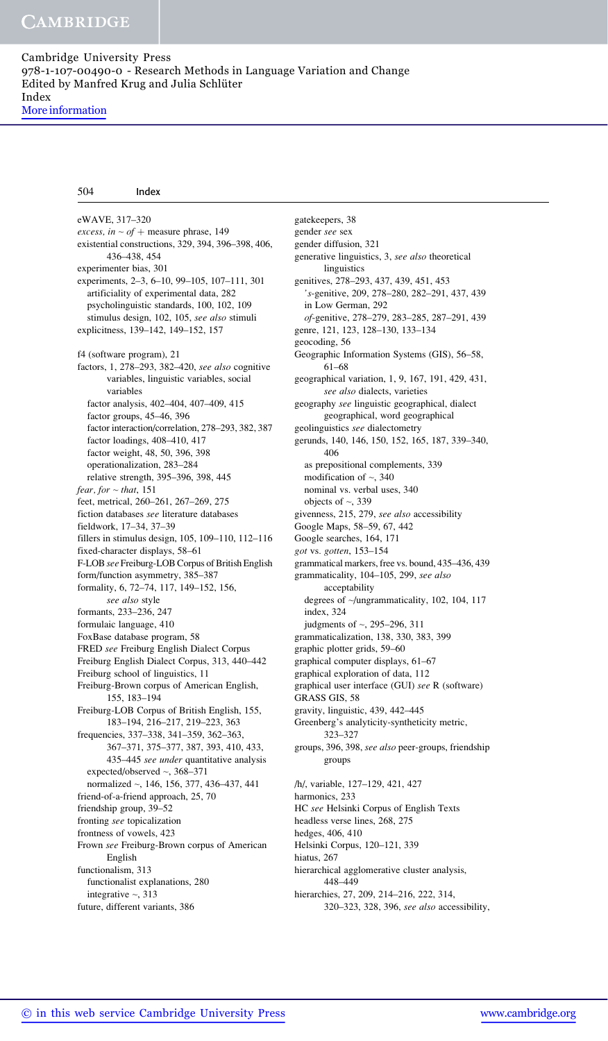eWAVE, 317–320
*excess, in ~ of* + measure phrase, 149
existential constructions, 329, 394, 396–398, 406, 436–438, 454
experimenter bias, 301
experiments, 2–3, 6–10, 99–105, 107–111, 301
  artificiality of experimental data, 282
  psycholinguistic standards, 100, 102, 109
  stimulus design, 102, 105, *see also* stimuli
explicitness, 139–142, 149–152, 157

f4 (software program), 21
factors, 1, 278–293, 382–420, *see also* cognitive variables, linguistic variables, social variables
  factor analysis, 402–404, 407–409, 415
  factor groups, 45–46, 396
  factor interaction/correlation, 278–293, 382, 387
  factor loadings, 408–410, 417
  factor weight, 48, 50, 396, 398
  operationalization, 283–284
  relative strength, 395–396, 398, 445
*fear, for ~ that*, 151
feet, metrical, 260–261, 267–269, 275
fiction databases *see* literature databases
fieldwork, 17–34, 37–39
fillers in stimulus design, 105, 109–110, 112–116
fixed-character displays, 58–61
F-LOB *see* Freiburg-LOB Corpus of British English
form/function asymmetry, 385–387
formality, 6, 72–74, 117, 149–152, 156, *see also* style
formants, 233–236, 247
formulaic language, 410
FoxBase database program, 58
FRED *see* Freiburg English Dialect Corpus
Freiburg English Dialect Corpus, 313, 440–442
Freiburg school of linguistics, 11
Freiburg-Brown corpus of American English, 155, 183–194
Freiburg-LOB Corpus of British English, 155, 183–194, 216–217, 219–223, 363
frequencies, 337–338, 341–359, 362–363, 367–371, 375–377, 387, 393, 410, 433, 435–445 *see under* quantitative analysis
  expected/observed ~, 368–371
  normalized ~, 146, 156, 377, 436–437, 441
friend-of-a-friend approach, 25, 70
friendship group, 39–52
fronting *see* topicalization
frontness of vowels, 423
Frown *see* Freiburg-Brown corpus of American English
functionalism, 313
  functionalist explanations, 280
  integrative ~, 313
future, different variants, 386

gatekeepers, 38
gender *see* sex
gender diffusion, 321
generative linguistics, 3, *see also* theoretical linguistics
genitives, 278–293, 437, 439, 451, 453
  *'s*-genitive, 209, 278–280, 282–291, 437, 439
  in Low German, 292
  *of*-genitive, 278–279, 283–285, 287–291, 439
genre, 121, 123, 128–130, 133–134
geocoding, 56
Geographic Information Systems (GIS), 56–58, 61–68
geographical variation, 1, 9, 167, 191, 429, 431, *see also* dialects, varieties
geography *see* linguistic geographical, dialect geographical, word geographical
geolinguistics *see* dialectometry
gerunds, 140, 146, 150, 152, 165, 187, 339–340, 406
  as prepositional complements, 339
  modification of ~, 340
  nominal vs. verbal uses, 340
  objects of ~, 339
givenness, 215, 279, *see also* accessibility
Google Maps, 58–59, 67, 442
Google searches, 164, 171
*got* vs. *gotten*, 153–154
grammatical markers, free vs. bound, 435–436, 439
grammaticality, 104–105, 299, *see also* acceptability
  degrees of ~/ungrammaticality, 102, 104, 117
  index, 324
  judgments of ~, 295–296, 311
grammaticalization, 138, 330, 383, 399
graphic plotter grids, 59–60
graphical computer displays, 61–67
graphical exploration of data, 112
graphical user interface (GUI) *see* R (software)
GRASS GIS, 58
gravity, linguistic, 439, 442–445
Greenberg's analyticity-syntheticity metric, 323–327
groups, 396, 398, *see also* peer-groups, friendship groups

/h/, variable, 127–129, 421, 427
harmonics, 233
HC *see* Helsinki Corpus of English Texts
headless verse lines, 268, 275
hedges, 406, 410
Helsinki Corpus, 120–121, 339
hiatus, 267
hierarchical agglomerative cluster analysis, 448–449
hierarchies, 27, 209, 214–216, 222, 314, 320–323, 328, 396, *see also* accessibility,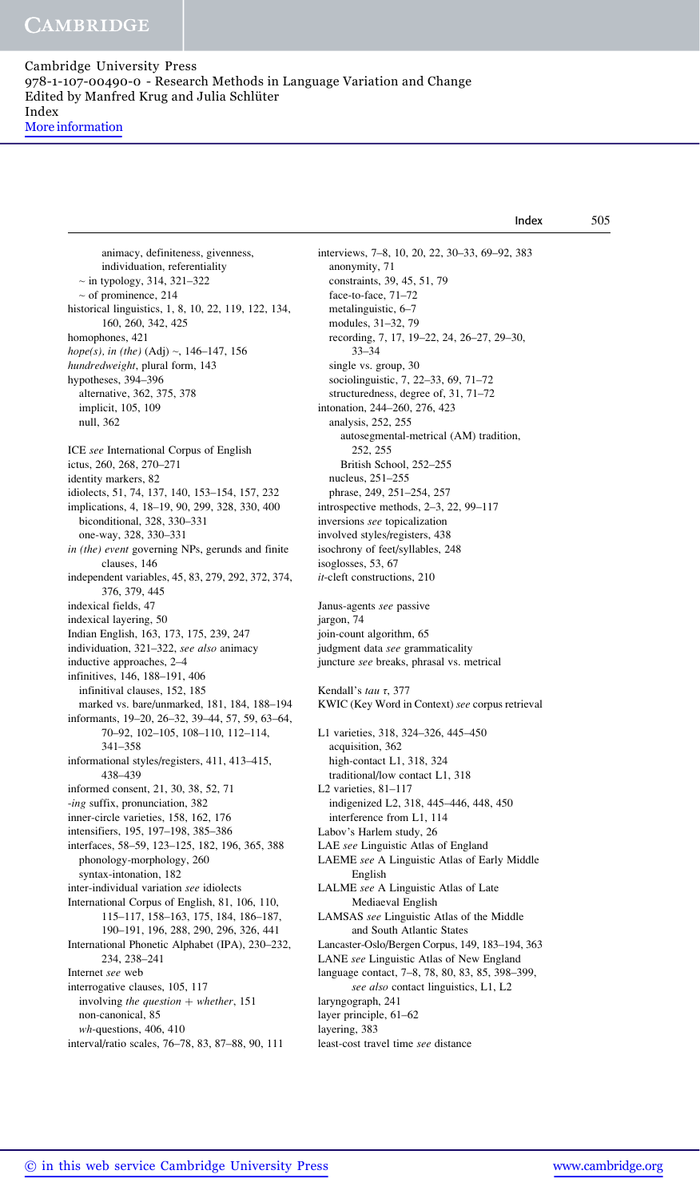animacy, definiteness, givenness, individuation, referentiality
~ in typology, 314, 321–322
~ of prominence, 214
historical linguistics, 1, 8, 10, 22, 119, 122, 134, 160, 260, 342, 425
homophones, 421
*hope(s), in (the)* (Adj) ~, 146–147, 156
*hundredweight*, plural form, 143
hypotheses, 394–396
alternative, 362, 375, 378
implicit, 105, 109
null, 362

ICE *see* International Corpus of English
ictus, 260, 268, 270–271
identity markers, 82
idiolects, 51, 74, 137, 140, 153–154, 157, 232
implications, 4, 18–19, 90, 299, 328, 330, 400
biconditional, 328, 330–331
one-way, 328, 330–331
*in (the) event* governing NPs, gerunds and finite clauses, 146
independent variables, 45, 83, 279, 292, 372, 374, 376, 379, 445
indexical fields, 47
indexical layering, 50
Indian English, 163, 173, 175, 239, 247
individuation, 321–322, *see also* animacy
inductive approaches, 2–4
infinitives, 146, 188–191, 406
infinitival clauses, 152, 185
marked vs. bare/unmarked, 181, 184, 188–194
informants, 19–20, 26–32, 39–44, 57, 59, 63–64, 70–92, 102–105, 108–110, 112–114, 341–358
informational styles/registers, 411, 413–415, 438–439
informed consent, 21, 30, 38, 52, 71
*-ing* suffix, pronunciation, 382
inner-circle varieties, 158, 162, 176
intensifiers, 195, 197–198, 385–386
interfaces, 58–59, 123–125, 182, 196, 365, 388
phonology-morphology, 260
syntax-intonation, 182
inter-individual variation *see* idiolects
International Corpus of English, 81, 106, 110, 115–117, 158–163, 175, 184, 186–187, 190–191, 196, 288, 290, 296, 326, 441
International Phonetic Alphabet (IPA), 230–232, 234, 238–241
Internet *see* web
interrogative clauses, 105, 117
involving *the question* + *whether*, 151
non-canonical, 85
*wh*-questions, 406, 410
interval/ratio scales, 76–78, 83, 87–88, 90, 111

interviews, 7–8, 10, 20, 22, 30–33, 69–92, 383
anonymity, 71
constraints, 39, 45, 51, 79
face-to-face, 71–72
metalinguistic, 6–7
modules, 31–32, 79
recording, 7, 17, 19–22, 24, 26–27, 29–30, 33–34
single vs. group, 30
sociolinguistic, 7, 22–33, 69, 71–72
structuredness, degree of, 31, 71–72
intonation, 244–260, 276, 423
analysis, 252, 255
autosegmental-metrical (AM) tradition, 252, 255
British School, 252–255
nucleus, 251–255
phrase, 249, 251–254, 257
introspective methods, 2–3, 22, 99–117
inversions *see* topicalization
involved styles/registers, 438
isochrony of feet/syllables, 248
isoglosses, 53, 67
*it*-cleft constructions, 210

Janus-agents *see* passive
jargon, 74
join-count algorithm, 65
judgment data *see* grammaticality
juncture *see* breaks, phrasal vs. metrical

Kendall's *tau* $\tau$, 377
KWIC (Key Word in Context) *see* corpus retrieval

L1 varieties, 318, 324–326, 445–450
acquisition, 362
high-contact L1, 318, 324
traditional/low contact L1, 318
L2 varieties, 81–117
indigenized L2, 318, 445–446, 448, 450
interference from L1, 114
Labov's Harlem study, 26
LAE *see* Linguistic Atlas of England
LAEME *see* A Linguistic Atlas of Early Middle English
LALME *see* A Linguistic Atlas of Late Mediaeval English
LAMSAS *see* Linguistic Atlas of the Middle and South Atlantic States
Lancaster-Oslo/Bergen Corpus, 149, 183–194, 363
LANE *see* Linguistic Atlas of New England
language contact, 7–8, 78, 80, 83, 85, 398–399, *see also* contact linguistics, L1, L2
laryngograph, 241
layer principle, 61–62
layering, 383
least-cost travel time *see* distance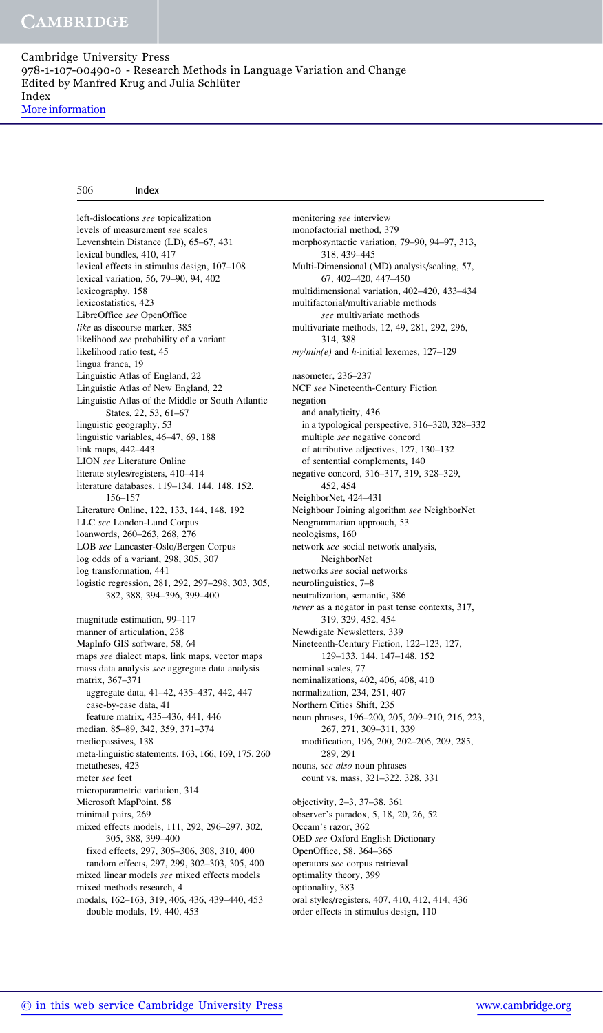left-dislocations *see* topicalization
levels of measurement *see* scales
Levenshtein Distance (LD), 65–67, 431
lexical bundles, 410, 417
lexical effects in stimulus design, 107–108
lexical variation, 56, 79–90, 94, 402
lexicography, 158
lexicostatistics, 423
LibreOffice *see* OpenOffice
*like* as discourse marker, 385
likelihood *see* probability of a variant
likelihood ratio test, 45
lingua franca, 19
Linguistic Atlas of England, 22
Linguistic Atlas of New England, 22
Linguistic Atlas of the Middle or South Atlantic States, 22, 53, 61–67
linguistic geography, 53
linguistic variables, 46–47, 69, 188
link maps, 442–443
LION *see* Literature Online
literate styles/registers, 410–414
literature databases, 119–134, 144, 148, 152, 156–157
Literature Online, 122, 133, 144, 148, 192
LLC *see* London-Lund Corpus
loanwords, 260–263, 268, 276
LOB *see* Lancaster-Oslo/Bergen Corpus
log odds of a variant, 298, 305, 307
log transformation, 441
logistic regression, 281, 292, 297–298, 303, 305, 382, 388, 394–396, 399–400

magnitude estimation, 99–117
manner of articulation, 238
MapInfo GIS software, 58, 64
maps *see* dialect maps, link maps, vector maps
mass data analysis *see* aggregate data analysis
matrix, 367–371
  aggregate data, 41–42, 435–437, 442, 447
  case-by-case data, 41
  feature matrix, 435–436, 441, 446
median, 85–89, 342, 359, 371–374
mediopassives, 138
meta-linguistic statements, 163, 166, 169, 175, 260
metatheses, 423
meter *see* feet
microparametric variation, 314
Microsoft MapPoint, 58
minimal pairs, 269
mixed effects models, 111, 292, 296–297, 302, 305, 388, 399–400
  fixed effects, 297, 305–306, 308, 310, 400
  random effects, 297, 299, 302–303, 305, 400
mixed linear models *see* mixed effects models
mixed methods research, 4
modals, 162–163, 319, 406, 436, 439–440, 453
  double modals, 19, 440, 453

monitoring *see* interview
monofactorial method, 379
morphosyntactic variation, 79–90, 94–97, 313, 318, 439–445
Multi-Dimensional (MD) analysis/scaling, 57, 67, 402–420, 447–450
multidimensional variation, 402–420, 433–434
multifactorial/multivariable methods *see* multivariate methods
multivariate methods, 12, 49, 281, 292, 296, 314, 388
*my/min(e)* and *h*-initial lexemes, 127–129

nasometer, 236–237
NCF *see* Nineteenth-Century Fiction
negation
  and analyticity, 436
  in a typological perspective, 316–320, 328–332
  multiple *see* negative concord
  of attributive adjectives, 127, 130–132
  of sentential complements, 140
negative concord, 316–317, 319, 328–329, 452, 454
NeighborNet, 424–431
Neighbour Joining algorithm *see* NeighborNet
Neogrammarian approach, 53
neologisms, 160
network *see* social network analysis, NeighborNet
networks *see* social networks
neurolinguistics, 7–8
neutralization, semantic, 386
*never* as a negator in past tense contexts, 317, 319, 329, 452, 454
Newdigate Newsletters, 339
Nineteenth-Century Fiction, 122–123, 127, 129–133, 144, 147–148, 152
nominal scales, 77
nominalizations, 402, 406, 408, 410
normalization, 234, 251, 407
Northern Cities Shift, 235
noun phrases, 196–200, 205, 209–210, 216, 223, 267, 271, 309–311, 339
  modification, 196, 200, 202–206, 209, 285, 289, 291
nouns, *see also* noun phrases
  count vs. mass, 321–322, 328, 331

objectivity, 2–3, 37–38, 361
observer's paradox, 5, 18, 20, 26, 52
Occam's razor, 362
OED *see* Oxford English Dictionary
OpenOffice, 58, 364–365
operators *see* corpus retrieval
optimality theory, 399
optionality, 383
oral styles/registers, 407, 410, 412, 414, 436
order effects in stimulus design, 110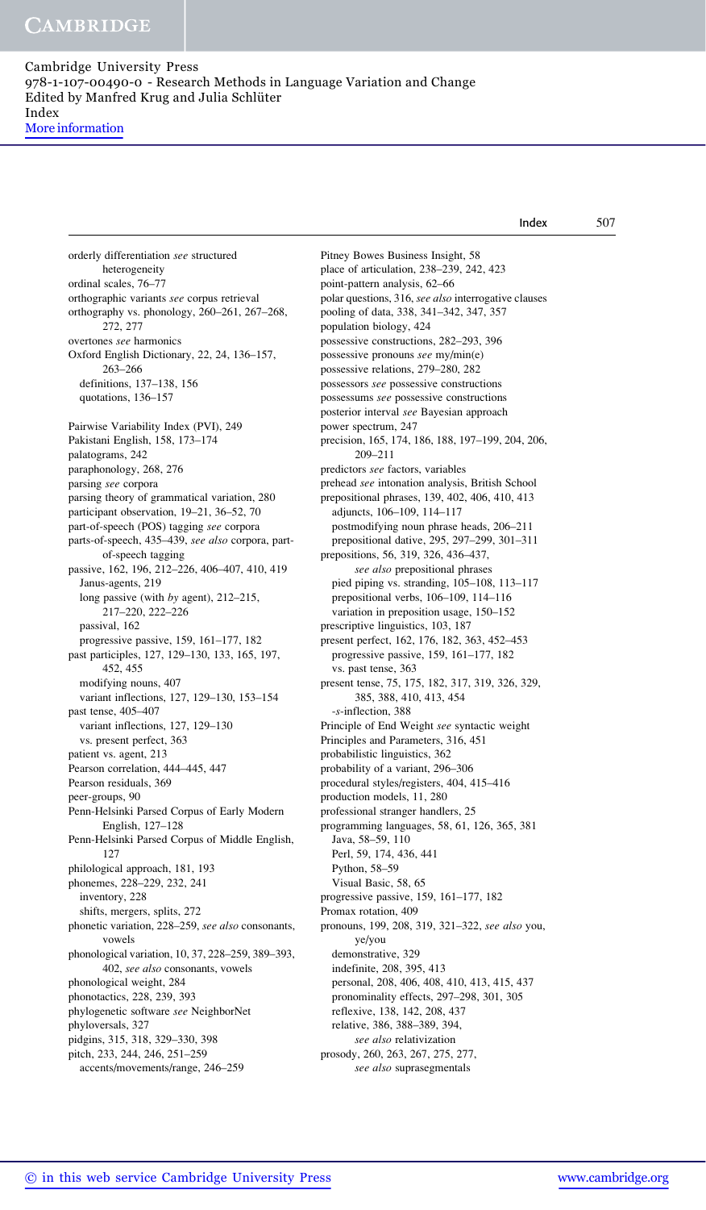orderly differentiation *see* structured heterogeneity
ordinal scales, 76–77
orthographic variants *see* corpus retrieval
orthography vs. phonology, 260–261, 267–268, 272, 277
overtones *see* harmonics
Oxford English Dictionary, 22, 24, 136–157, 263–266
  definitions, 137–138, 156
  quotations, 136–157

Pairwise Variability Index (PVI), 249
Pakistani English, 158, 173–174
palatograms, 242
paraphonology, 268, 276
parsing *see* corpora
parsing theory of grammatical variation, 280
participant observation, 19–21, 36–52, 70
part-of-speech (POS) tagging *see* corpora
parts-of-speech, 435–439, *see also* corpora, part-of-speech tagging
passive, 162, 196, 212–226, 406–407, 410, 419
  Janus-agents, 219
  long passive (with *by* agent), 212–215, 217–220, 222–226
  passival, 162
  progressive passive, 159, 161–177, 182
past participles, 127, 129–130, 133, 165, 197, 452, 455
  modifying nouns, 407
  variant inflections, 127, 129–130, 153–154
past tense, 405–407
  variant inflections, 127, 129–130
  vs. present perfect, 363
patient vs. agent, 213
Pearson correlation, 444–445, 447
Pearson residuals, 369
peer-groups, 90
Penn-Helsinki Parsed Corpus of Early Modern English, 127–128
Penn-Helsinki Parsed Corpus of Middle English, 127
philological approach, 181, 193
phonemes, 228–229, 232, 241
  inventory, 228
  shifts, mergers, splits, 272
phonetic variation, 228–259, *see also* consonants, vowels
phonological variation, 10, 37, 228–259, 389–393, 402, *see also* consonants, vowels
phonological weight, 284
phonotactics, 228, 239, 393
phylogenetic software *see* NeighborNet
phyloversals, 327
pidgins, 315, 318, 329–330, 398
pitch, 233, 244, 246, 251–259
  accents/movements/range, 246–259

Pitney Bowes Business Insight, 58
place of articulation, 238–239, 242, 423
point-pattern analysis, 62–66
polar questions, 316, *see also* interrogative clauses
pooling of data, 338, 341–342, 347, 357
population biology, 424
possessive constructions, 282–293, 396
possessive pronouns *see* my/min(e)
possessive relations, 279–280, 282
possessors *see* possessive constructions
possessums *see* possessive constructions
posterior interval *see* Bayesian approach
power spectrum, 247
precision, 165, 174, 186, 188, 197–199, 204, 206, 209–211
predictors *see* factors, variables
prehead *see* intonation analysis, British School
prepositional phrases, 139, 402, 406, 410, 413
  adjuncts, 106–109, 114–117
  postmodifying noun phrase heads, 206–211
  prepositional dative, 295, 297–299, 301–311
prepositions, 56, 319, 326, 436–437, *see also* prepositional phrases
  pied piping vs. stranding, 105–108, 113–117
  prepositional verbs, 106–109, 114–116
  variation in preposition usage, 150–152
prescriptive linguistics, 103, 187
present perfect, 162, 176, 182, 363, 452–453
  progressive passive, 159, 161–177, 182
  vs. past tense, 363
present tense, 75, 175, 182, 317, 319, 326, 329, 385, 388, 410, 413, 454
  -*s*-inflection, 388
Principle of End Weight *see* syntactic weight
Principles and Parameters, 316, 451
probabilistic linguistics, 362
probability of a variant, 296–306
procedural styles/registers, 404, 415–416
production models, 11, 280
professional stranger handlers, 25
programming languages, 58, 61, 126, 365, 381
  Java, 58–59, 110
  Perl, 59, 174, 436, 441
  Python, 58–59
  Visual Basic, 58, 65
progressive passive, 159, 161–177, 182
Promax rotation, 409
pronouns, 199, 208, 319, 321–322, *see also* you, ye/you
  demonstrative, 329
  indefinite, 208, 395, 413
  personal, 208, 406, 408, 410, 413, 415, 437
  pronominality effects, 297–298, 301, 305
  reflexive, 138, 142, 208, 437
  relative, 386, 388–389, 394, *see also* relativization
prosody, 260, 263, 267, 275, 277, *see also* suprasegmentals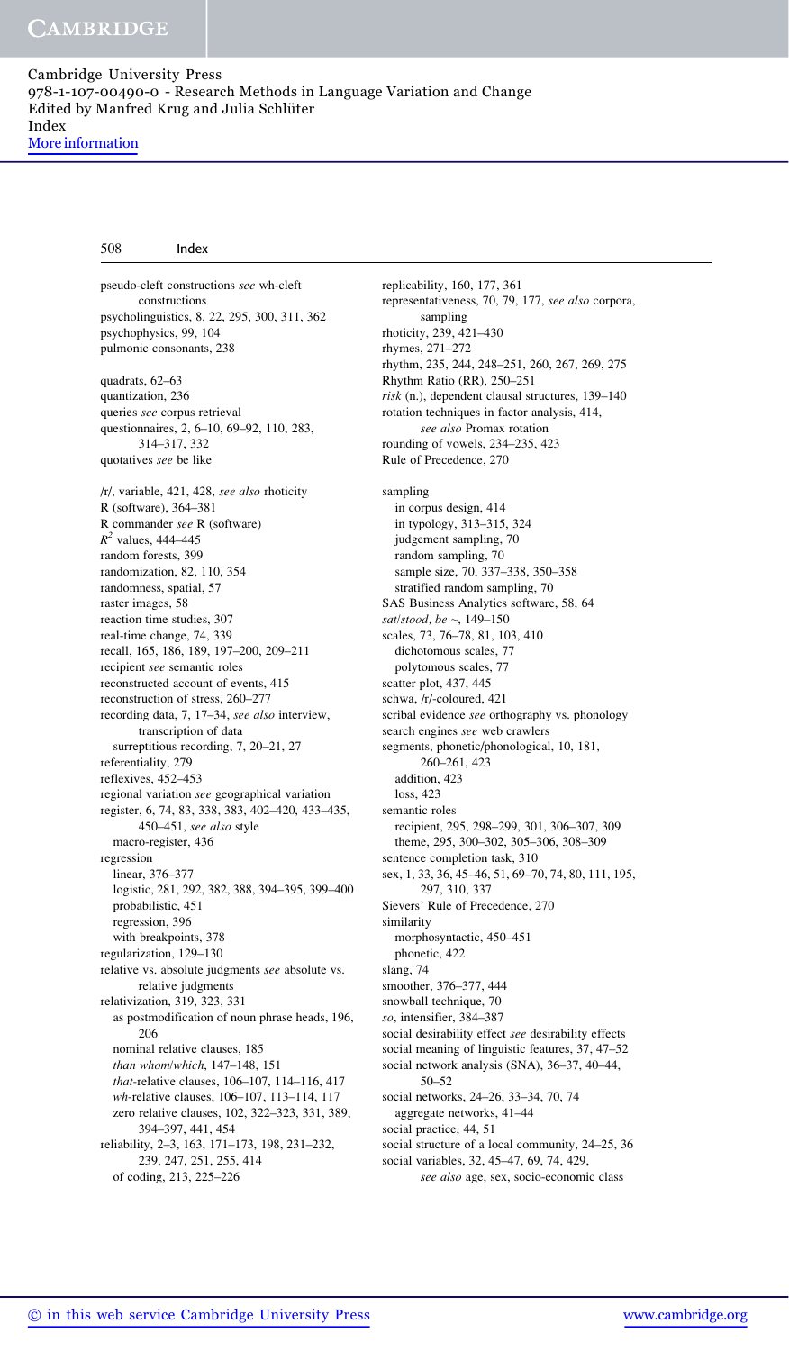pseudo-cleft constructions *see* wh-cleft constructions
psycholinguistics, 8, 22, 295, 300, 311, 362
psychophysics, 99, 104
pulmonic consonants, 238

quadrats, 62–63
quantization, 236
queries *see* corpus retrieval
questionnaires, 2, 6–10, 69–92, 110, 283, 314–317, 332
quotatives *see* be like

/r/, variable, 421, 428, *see also* rhoticity
R (software), 364–381
R commander *see* R (software)
$R^2$ values, 444–445
random forests, 399
randomization, 82, 110, 354
randomness, spatial, 57
raster images, 58
reaction time studies, 307
real-time change, 74, 339
recall, 165, 186, 189, 197–200, 209–211
recipient *see* semantic roles
reconstructed account of events, 415
reconstruction of stress, 260–277
recording data, 7, 17–34, *see also* interview, transcription of data
  surreptitious recording, 7, 20–21, 27
referentiality, 279
reflexives, 452–453
regional variation *see* geographical variation
register, 6, 74, 83, 338, 383, 402–420, 433–435, 450–451, *see also* style
  macro-register, 436
regression
  linear, 376–377
  logistic, 281, 292, 382, 388, 394–395, 399–400
  probabilistic, 451
  regression, 396
  with breakpoints, 378
regularization, 129–130
relative vs. absolute judgments *see* absolute vs. relative judgments
relativization, 319, 323, 331
  as postmodification of noun phrase heads, 196, 206
  nominal relative clauses, 185
  *than whom/which*, 147–148, 151
  *that*-relative clauses, 106–107, 114–116, 417
  *wh*-relative clauses, 106–107, 113–114, 117
  zero relative clauses, 102, 322–323, 331, 389, 394–397, 441, 454
reliability, 2–3, 163, 171–173, 198, 231–232, 239, 247, 251, 255, 414
  of coding, 213, 225–226

replicability, 160, 177, 361
representativeness, 70, 79, 177, *see also* corpora, sampling
rhoticity, 239, 421–430
rhymes, 271–272
rhythm, 235, 244, 248–251, 260, 267, 269, 275
Rhythm Ratio (RR), 250–251
*risk* (n.), dependent clausal structures, 139–140
rotation techniques in factor analysis, 414, *see also* Promax rotation
rounding of vowels, 234–235, 423
Rule of Precedence, 270

sampling
  in corpus design, 414
  in typology, 313–315, 324
  judgement sampling, 70
  random sampling, 70
  sample size, 70, 337–338, 350–358
  stratified random sampling, 70
SAS Business Analytics software, 58, 64
*sat/stood, be ~*, 149–150
scales, 73, 76–78, 81, 103, 410
  dichotomous scales, 77
  polytomous scales, 77
scatter plot, 437, 445
schwa, /r/-coloured, 421
scribal evidence *see* orthography vs. phonology
search engines *see* web crawlers
segments, phonetic/phonological, 10, 181, 260–261, 423
  addition, 423
  loss, 423
semantic roles
  recipient, 295, 298–299, 301, 306–307, 309
  theme, 295, 300–302, 305–306, 308–309
sentence completion task, 310
sex, 1, 33, 36, 45–46, 51, 69–70, 74, 80, 111, 195, 297, 310, 337
Sievers' Rule of Precedence, 270
similarity
  morphosyntactic, 450–451
  phonetic, 422
slang, 74
smoother, 376–377, 444
snowball technique, 70
*so*, intensifier, 384–387
social desirability effect *see* desirability effects
social meaning of linguistic features, 37, 47–52
social network analysis (SNA), 36–37, 40–44, 50–52
social networks, 24–26, 33–34, 70, 74
  aggregate networks, 41–44
social practice, 44, 51
social structure of a local community, 24–25, 36
social variables, 32, 45–47, 69, 74, 429, *see also* age, sex, socio-economic class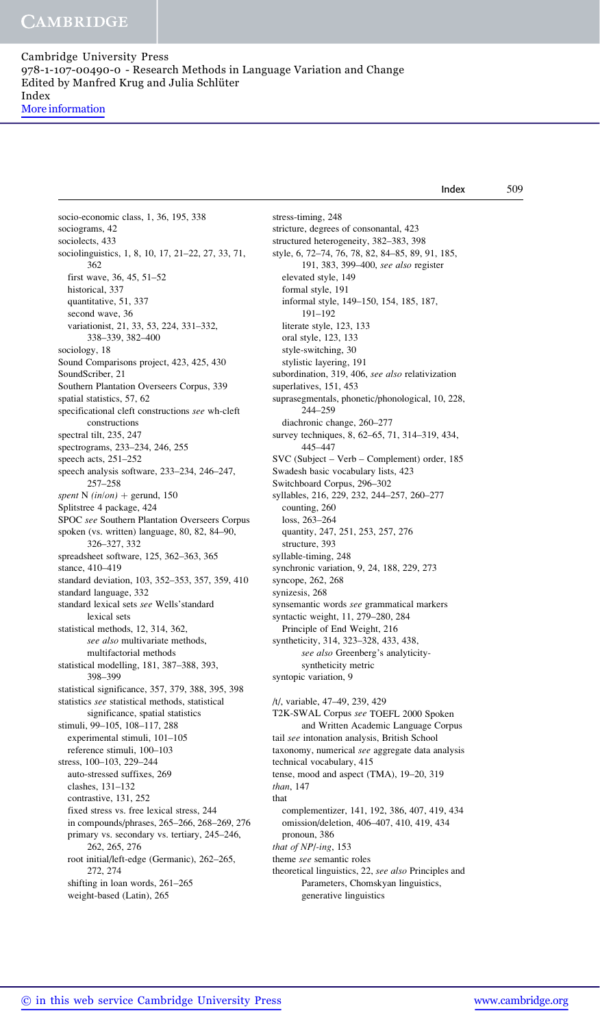socio-economic class, 1, 36, 195, 338
sociograms, 42
sociolects, 433
sociolinguistics, 1, 8, 10, 17, 21–22, 27, 33, 71, 362
  first wave, 36, 45, 51–52
  historical, 337
  quantitative, 51, 337
  second wave, 36
  variationist, 21, 33, 53, 224, 331–332, 338–339, 382–400
sociology, 18
Sound Comparisons project, 423, 425, 430
SoundScriber, 21
Southern Plantation Overseers Corpus, 339
spatial statistics, 57, 62
specificational cleft constructions *see* wh-cleft constructions
spectral tilt, 235, 247
spectrograms, 233–234, 246, 255
speech acts, 251–252
speech analysis software, 233–234, 246–247, 257–258
*spent* N *(in/on)* + gerund, 150
Splitstree 4 package, 424
SPOC *see* Southern Plantation Overseers Corpus
spoken (vs. written) language, 80, 82, 84–90, 326–327, 332
spreadsheet software, 125, 362–363, 365
stance, 410–419
standard deviation, 103, 352–353, 357, 359, 410
standard language, 332
standard lexical sets *see* Wells'standard lexical sets
statistical methods, 12, 314, 362, *see also* multivariate methods, multifactorial methods
statistical modelling, 181, 387–388, 393, 398–399
statistical significance, 357, 379, 388, 395, 398
statistics *see* statistical methods, statistical significance, spatial statistics
stimuli, 99–105, 108–117, 288
  experimental stimuli, 101–105
  reference stimuli, 100–103
stress, 100–103, 229–244
  auto-stressed suffixes, 269
  clashes, 131–132
  contrastive, 131, 252
  fixed stress vs. free lexical stress, 244
  in compounds/phrases, 265–266, 268–269, 276
  primary vs. secondary vs. tertiary, 245–246, 262, 265, 276
  root initial/left-edge (Germanic), 262–265, 272, 274
  shifting in loan words, 261–265
  weight-based (Latin), 265
stress-timing, 248
stricture, degrees of consonantal, 423
structured heterogeneity, 382–383, 398
style, 6, 72–74, 76, 78, 82, 84–85, 89, 91, 185, 191, 383, 399–400, *see also* register
  elevated style, 149
  formal style, 191
  informal style, 149–150, 154, 185, 187, 191–192
  literate style, 123, 133
  oral style, 123, 133
  style-switching, 30
  stylistic layering, 191
subordination, 319, 406, *see also* relativization
superlatives, 151, 453
suprasegmentals, phonetic/phonological, 10, 228, 244–259
  diachronic change, 260–277
survey techniques, 8, 62–65, 71, 314–319, 434, 445–447
SVC (Subject – Verb – Complement) order, 185
Swadesh basic vocabulary lists, 423
Switchboard Corpus, 296–302
syllables, 216, 229, 232, 244–257, 260–277
  counting, 260
  loss, 263–264
  quantity, 247, 251, 253, 257, 276
  structure, 393
syllable-timing, 248
synchronic variation, 9, 24, 188, 229, 273
syncope, 262, 268
synizesis, 268
synsemantic words *see* grammatical markers
syntactic weight, 11, 279–280, 284
  Principle of End Weight, 216
syntheticity, 314, 323–328, 433, 438, *see also* Greenberg's analyticity-syntheticity metric
syntopic variation, 9

/t/, variable, 47–49, 239, 429
T2K-SWAL Corpus *see* TOEFL 2000 Spoken and Written Academic Language Corpus
tail *see* intonation analysis, British School
taxonomy, numerical *see* aggregate data analysis
technical vocabulary, 415
tense, mood and aspect (TMA), 19–20, 319
*than*, 147
that
  complementizer, 141, 192, 386, 407, 419, 434
  omission/deletion, 406–407, 410, 419, 434
  pronoun, 386
*that of NP/-ing*, 153
theme *see* semantic roles
theoretical linguistics, 22, *see also* Principles and Parameters, Chomskyan linguistics, generative linguistics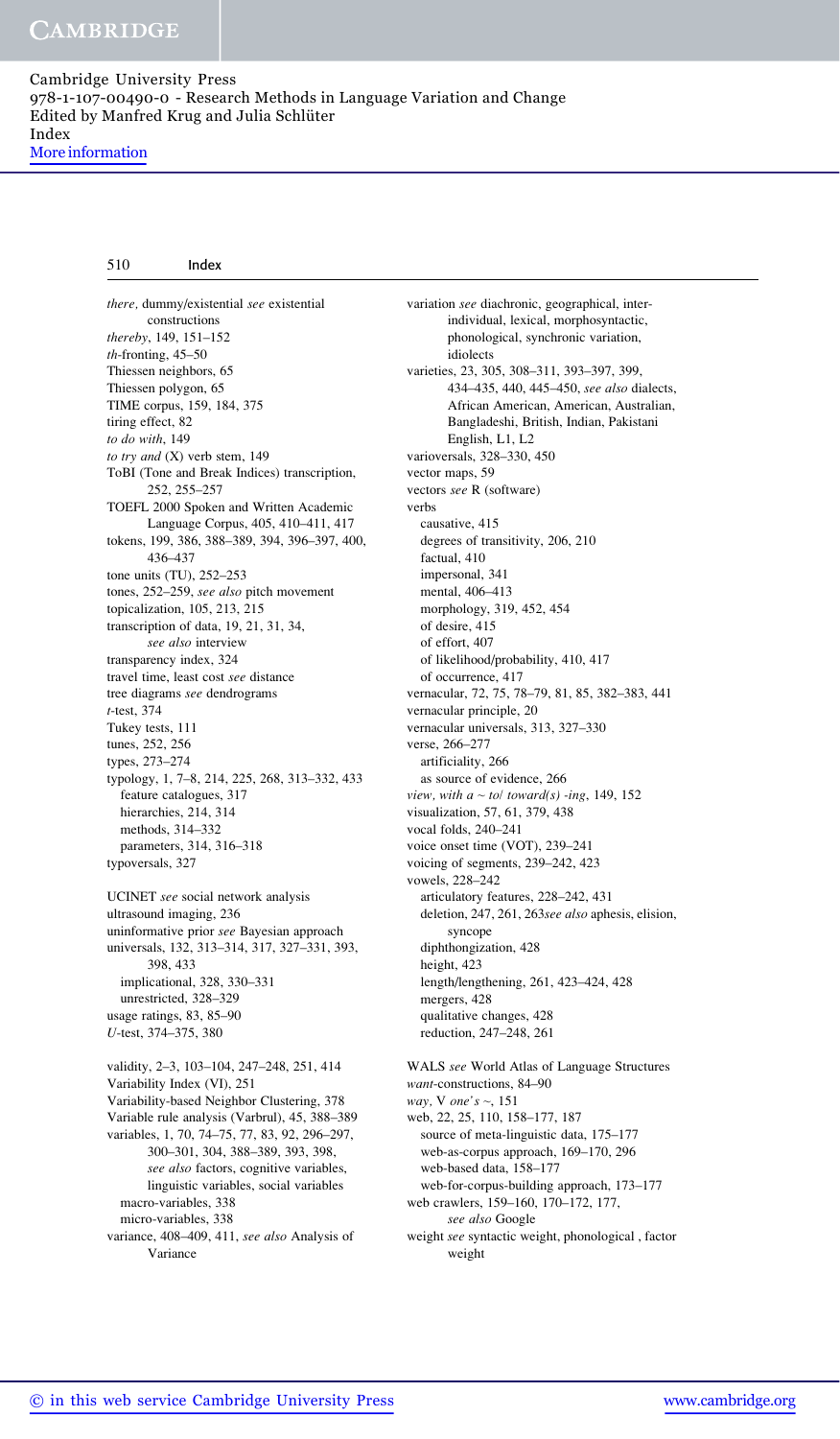*there,* dummy/existential *see* existential constructions
*thereby*, 149, 151–152
*th*-fronting, 45–50
Thiessen neighbors, 65
Thiessen polygon, 65
TIME corpus, 159, 184, 375
tiring effect, 82
*to do with*, 149
*to try and* (X) verb stem, 149
ToBI (Tone and Break Indices) transcription, 252, 255–257
TOEFL 2000 Spoken and Written Academic Language Corpus, 405, 410–411, 417
tokens, 199, 386, 388–389, 394, 396–397, 400, 436–437
tone units (TU), 252–253
tones, 252–259, *see also* pitch movement
topicalization, 105, 213, 215
transcription of data, 19, 21, 31, 34, *see also* interview
transparency index, 324
travel time, least cost *see* distance
tree diagrams *see* dendrograms
*t*-test, 374
Tukey tests, 111
tunes, 252, 256
types, 273–274
typology, 1, 7–8, 214, 225, 268, 313–332, 433
  feature catalogues, 317
  hierarchies, 214, 314
  methods, 314–332
  parameters, 314, 316–318
typoversals, 327

UCINET *see* social network analysis
ultrasound imaging, 236
uninformative prior *see* Bayesian approach
universals, 132, 313–314, 317, 327–331, 393, 398, 433
  implicational, 328, 330–331
  unrestricted, 328–329
usage ratings, 83, 85–90
*U*-test, 374–375, 380

validity, 2–3, 103–104, 247–248, 251, 414
Variability Index (VI), 251
Variability-based Neighbor Clustering, 378
Variable rule analysis (Varbrul), 45, 388–389
variables, 1, 70, 74–75, 77, 83, 92, 296–297, 300–301, 304, 388–389, 393, 398, *see also* factors, cognitive variables, linguistic variables, social variables
  macro-variables, 338
  micro-variables, 338
variance, 408–409, 411, *see also* Analysis of Variance

variation *see* diachronic, geographical, inter-individual, lexical, morphosyntactic, phonological, synchronic variation, idiolects
varieties, 23, 305, 308–311, 393–397, 399, 434–435, 440, 445–450, *see also* dialects, African American, American, Australian, Bangladeshi, British, Indian, Pakistani English, L1, L2
varioversals, 328–330, 450
vector maps, 59
vectors *see* R (software)
verbs
  causative, 415
  degrees of transitivity, 206, 210
  factual, 410
  impersonal, 341
  mental, 406–413
  morphology, 319, 452, 454
  of desire, 415
  of effort, 407
  of likelihood/probability, 410, 417
  of occurrence, 417
vernacular, 72, 75, 78–79, 81, 85, 382–383, 441
vernacular principle, 20
vernacular universals, 313, 327–330
verse, 266–277
  artificiality, 266
  as source of evidence, 266
*view, with a ~ to/ toward(s) -ing*, 149, 152
visualization, 57, 61, 379, 438
vocal folds, 240–241
voice onset time (VOT), 239–241
voicing of segments, 239–242, 423
vowels, 228–242
  articulatory features, 228–242, 431
  deletion, 247, 261, 263*see also* aphesis, elision, syncope
  diphthongization, 428
  height, 423
  length/lengthening, 261, 423–424, 428
  mergers, 428
  qualitative changes, 428
  reduction, 247–248, 261

WALS *see* World Atlas of Language Structures
*want*-constructions, 84–90
*way,* V *one's ~*, 151
web, 22, 25, 110, 158–177, 187
  source of meta-linguistic data, 175–177
  web-as-corpus approach, 169–170, 296
  web-based data, 158–177
  web-for-corpus-building approach, 173–177
web crawlers, 159–160, 170–172, 177, *see also* Google
weight *see* syntactic weight, phonological , factor weight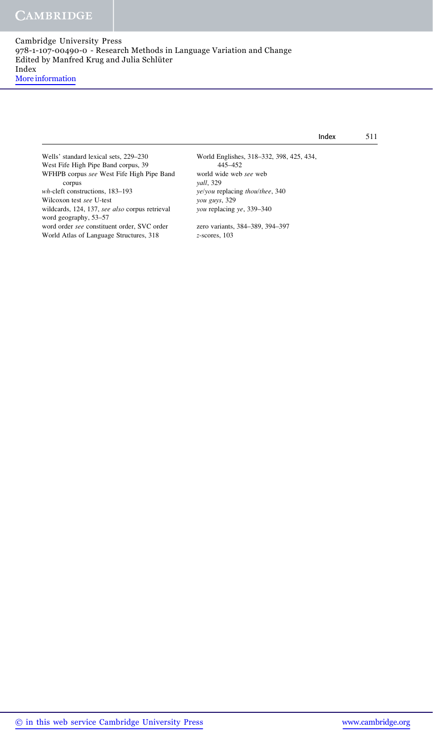Wells' standard lexical sets, 229–230
West Fife High Pipe Band corpus, 39
WFHPB corpus *see* West Fife High Pipe Band corpus
*wh*-cleft constructions, 183–193
Wilcoxon test *see* U-test
wildcards, 124, 137, *see also* corpus retrieval
word geography, 53–57
word order *see* constituent order, SVC order
World Atlas of Language Structures, 318
World Englishes, 318–332, 398, 425, 434, 445–452
world wide web *see* web
*yall*, 329
*ye*/*you* replacing *thou*/*thee*, 340
*you guys*, 329
*you* replacing *ye*, 339–340

zero variants, 384–389, 394–397
*z*-scores, 103